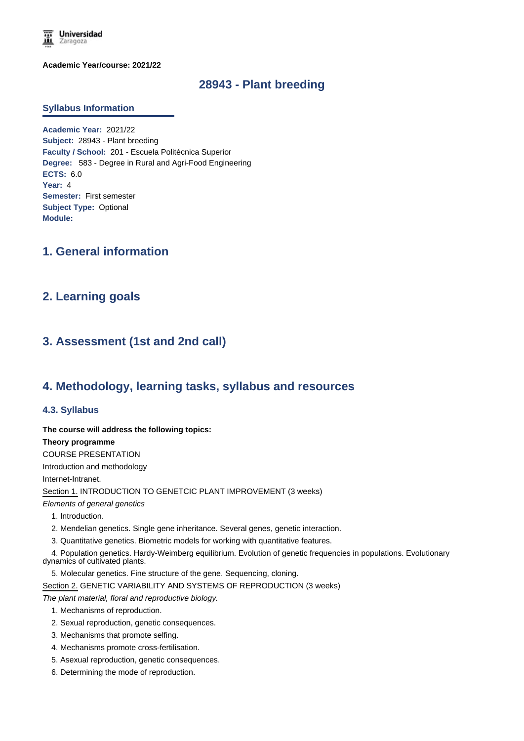**Academic Year/course: 2021/22**

# 28943 - Plant breeding

## Syllabus Information

**Academic Year:** 2021/22
**Subject:** 28943 - Plant breeding
**Faculty / School:** 201 - Escuela Politécnica Superior
**Degree:** 583 - Degree in Rural and Agri-Food Engineering
**ECTS:** 6.0
**Year:** 4
**Semester:** First semester
**Subject Type:** Optional
**Module:**

## 1. General information

## 2. Learning goals

## 3. Assessment (1st and 2nd call)

## 4. Methodology, learning tasks, syllabus and resources

### 4.3. Syllabus

**The course will address the following topics:**

**Theory programme**

COURSE PRESENTATION

Introduction and methodology

Internet-Intranet.

Section 1. INTRODUCTION TO GENETCIC PLANT IMPROVEMENT (3 weeks)

*Elements of general genetics*

1. Introduction.
2. Mendelian genetics. Single gene inheritance. Several genes, genetic interaction.
3. Quantitative genetics. Biometric models for working with quantitative features.
4. Population genetics. Hardy-Weimberg equilibrium. Evolution of genetic frequencies in populations. Evolutionary dynamics of cultivated plants.
5. Molecular genetics. Fine structure of the gene. Sequencing, cloning.

Section 2. GENETIC VARIABILITY AND SYSTEMS OF REPRODUCTION (3 weeks)

*The plant material, floral and reproductive biology.*

1. Mechanisms of reproduction.
2. Sexual reproduction, genetic consequences.
3. Mechanisms that promote selfing.
4. Mechanisms promote cross-fertilisation.
5. Asexual reproduction, genetic consequences.
6. Determining the mode of reproduction.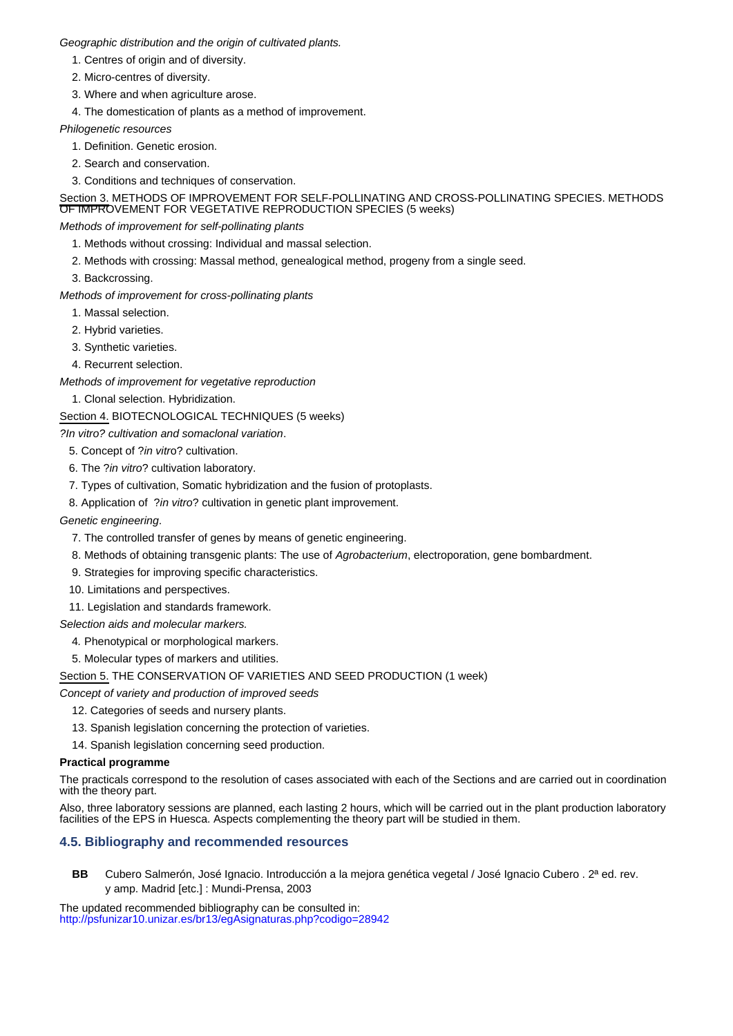*Geographic distribution and the origin of cultivated plants.*

1. Centres of origin and of diversity.
2. Micro-centres of diversity.
3. Where and when agriculture arose.
4. The domestication of plants as a method of improvement.

*Philogenetic resources*

1. Definition. Genetic erosion.
2. Search and conservation.
3. Conditions and techniques of conservation.

Section 3. METHODS OF IMPROVEMENT FOR SELF-POLLINATING AND CROSS-POLLINATING SPECIES. METHODS OF IMPROVEMENT FOR VEGETATIVE REPRODUCTION SPECIES (5 weeks)

*Methods of improvement for self-pollinating plants*

1. Methods without crossing: Individual and massal selection.
2. Methods with crossing: Massal method, genealogical method, progeny from a single seed.
3. Backcrossing.

*Methods of improvement for cross-pollinating plants*

1. Massal selection.
2. Hybrid varieties.
3. Synthetic varieties.
4. Recurrent selection.

*Methods of improvement for vegetative reproduction*

1. Clonal selection. Hybridization.

Section 4. BIOTECNOLOGICAL TECHNIQUES (5 weeks)

*?In vitro? cultivation and somaclonal variation*.

5. Concept of ?*in vitro*? cultivation.
6. The ?*in vitro*? cultivation laboratory.
7. Types of cultivation, Somatic hybridization and the fusion of protoplasts.
8. Application of ?*in vitro*? cultivation in genetic plant improvement.

*Genetic engineering*.

7. The controlled transfer of genes by means of genetic engineering.
8. Methods of obtaining transgenic plants: The use of *Agrobacterium*, electroporation, gene bombardment.
9. Strategies for improving specific characteristics.
10. Limitations and perspectives.
11. Legislation and standards framework.

*Selection aids and molecular markers.*

4. Phenotypical or morphological markers.
5. Molecular types of markers and utilities.

Section 5. THE CONSERVATION OF VARIETIES AND SEED PRODUCTION (1 week)

*Concept of variety and production of improved seeds*

12. Categories of seeds and nursery plants.
13. Spanish legislation concerning the protection of varieties.
14. Spanish legislation concerning seed production.

**Practical programme**

The practicals correspond to the resolution of cases associated with each of the Sections and are carried out in coordination with the theory part.

Also, three laboratory sessions are planned, each lasting 2 hours, which will be carried out in the plant production laboratory facilities of the EPS in Huesca. Aspects complementing the theory part will be studied in them.

## 4.5. Bibliography and recommended resources

**BB** Cubero Salmerón, José Ignacio. Introducción a la mejora genética vegetal / José Ignacio Cubero . 2ª ed. rev. y amp. Madrid [etc.] : Mundi-Prensa, 2003

The updated recommended bibliography can be consulted in:
http://psfunizar10.unizar.es/br13/egAsignaturas.php?codigo=28942